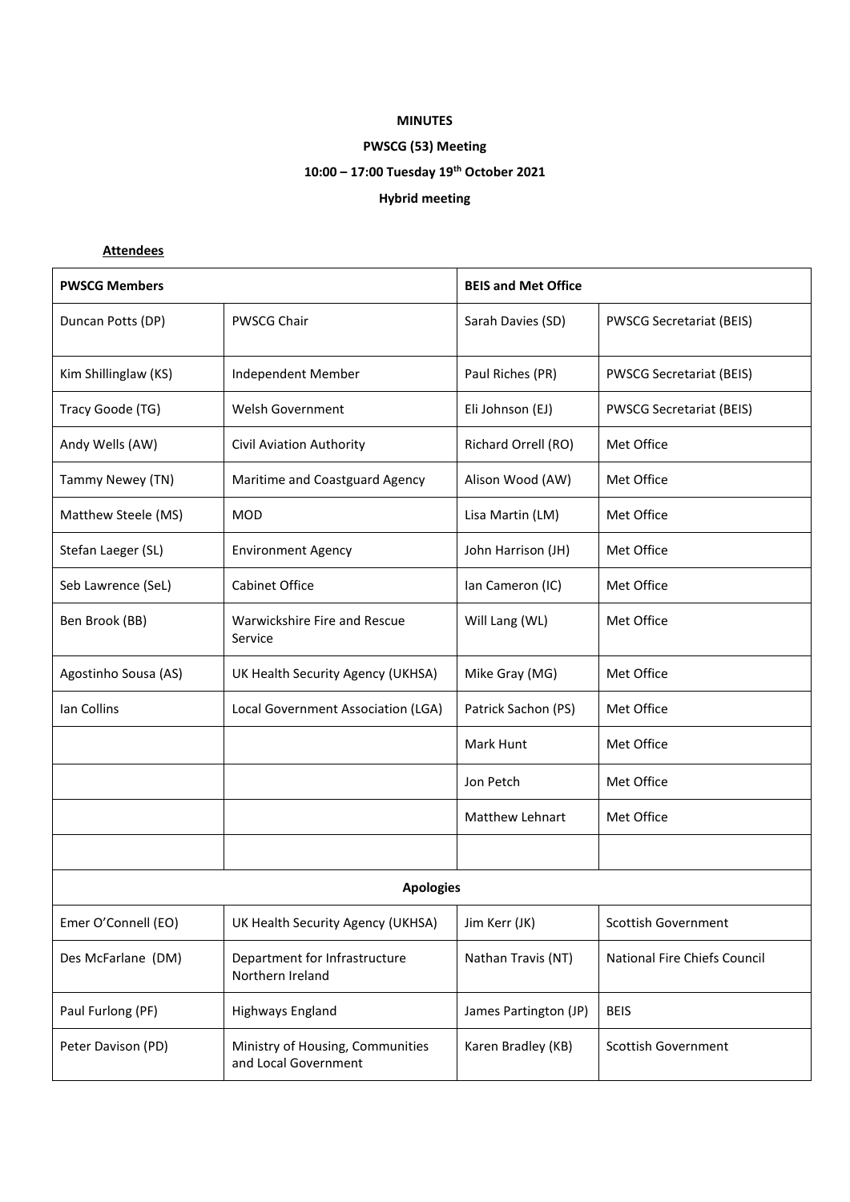**MINUTES**

**PWSCG (53) Meeting**

**10:00 – 17:00 Tuesday 19th October 2021**

**Hybrid meeting**

**Attendees**

| **PWSCG Members** | | **BEIS and Met Office** | |
|---|---|---|---|
| Duncan Potts (DP) | PWSCG Chair | Sarah Davies (SD) | PWSCG Secretariat (BEIS) |
| Kim Shillinglaw (KS) | Independent Member | Paul Riches (PR) | PWSCG Secretariat (BEIS) |
| Tracy Goode (TG) | Welsh Government | Eli Johnson (EJ) | PWSCG Secretariat (BEIS) |
| Andy Wells (AW) | Civil Aviation Authority | Richard Orrell (RO) | Met Office |
| Tammy Newey (TN) | Maritime and Coastguard Agency | Alison Wood (AW) | Met Office |
| Matthew Steele (MS) | MOD | Lisa Martin (LM) | Met Office |
| Stefan Laeger (SL) | Environment Agency | John Harrison (JH) | Met Office |
| Seb Lawrence (SeL) | Cabinet Office | Ian Cameron (IC) | Met Office |
| Ben Brook (BB) | Warwickshire Fire and Rescue Service | Will Lang (WL) | Met Office |
| Agostinho Sousa (AS) | UK Health Security Agency (UKHSA) | Mike Gray (MG) | Met Office |
| Ian Collins | Local Government Association (LGA) | Patrick Sachon (PS) | Met Office |
| | | Mark Hunt | Met Office |
| | | Jon Petch | Met Office |
| | | Matthew Lehnart | Met Office |
| | | | |
| **Apologies** | | | |
| Emer O'Connell (EO) | UK Health Security Agency (UKHSA) | Jim Kerr (JK) | Scottish Government |
| Des McFarlane (DM) | Department for Infrastructure Northern Ireland | Nathan Travis (NT) | National Fire Chiefs Council |
| Paul Furlong (PF) | Highways England | James Partington (JP) | BEIS |
| Peter Davison (PD) | Ministry of Housing, Communities and Local Government | Karen Bradley (KB) | Scottish Government |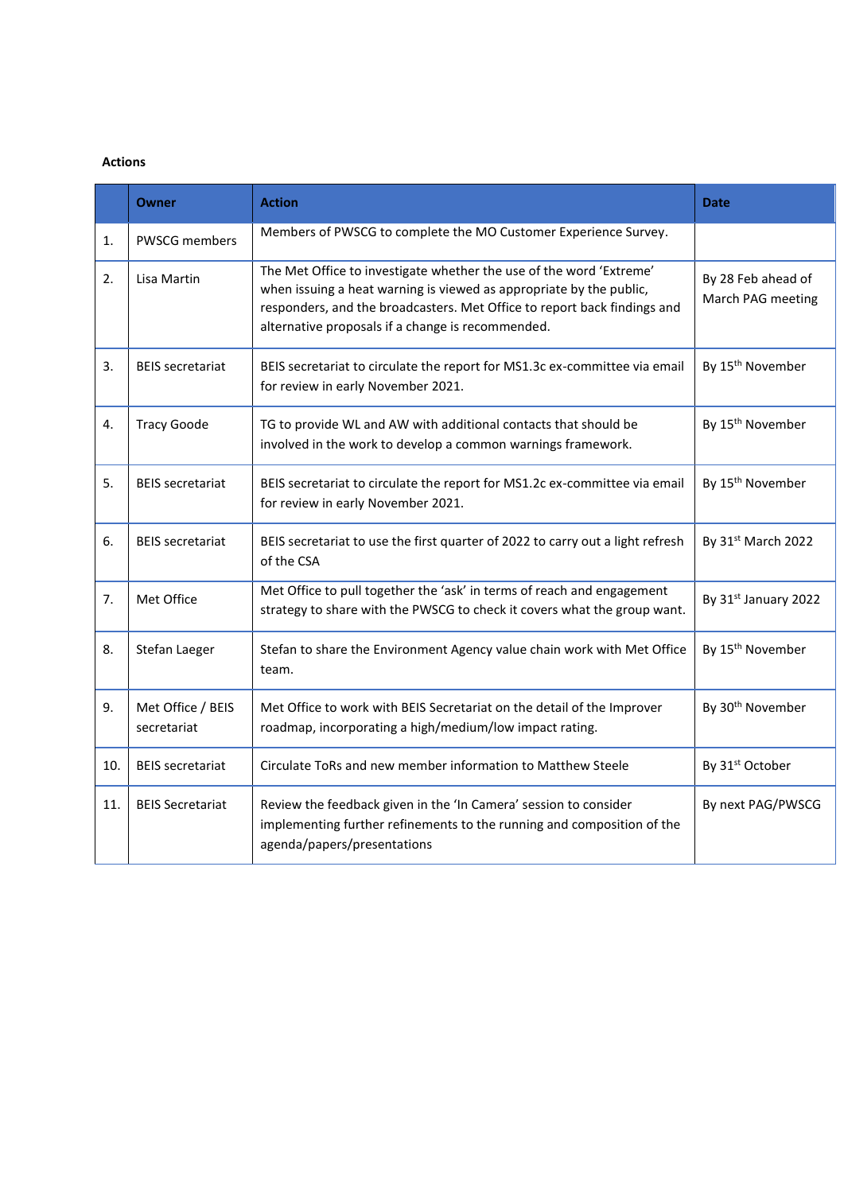**Actions**

| | Owner | Action | Date |
|---|---|---|---|
| 1. | PWSCG members | Members of PWSCG to complete the MO Customer Experience Survey. | |
| 2. | Lisa Martin | The Met Office to investigate whether the use of the word 'Extreme' when issuing a heat warning is viewed as appropriate by the public, responders, and the broadcasters. Met Office to report back findings and alternative proposals if a change is recommended. | By 28 Feb ahead of March PAG meeting |
| 3. | BEIS secretariat | BEIS secretariat to circulate the report for MS1.3c ex-committee via email for review in early November 2021. | By 15th November |
| 4. | Tracy Goode | TG to provide WL and AW with additional contacts that should be involved in the work to develop a common warnings framework. | By 15th November |
| 5. | BEIS secretariat | BEIS secretariat to circulate the report for MS1.2c ex-committee via email for review in early November 2021. | By 15th November |
| 6. | BEIS secretariat | BEIS secretariat to use the first quarter of 2022 to carry out a light refresh of the CSA | By 31st March 2022 |
| 7. | Met Office | Met Office to pull together the 'ask' in terms of reach and engagement strategy to share with the PWSCG to check it covers what the group want. | By 31st January 2022 |
| 8. | Stefan Laeger | Stefan to share the Environment Agency value chain work with Met Office team. | By 15th November |
| 9. | Met Office / BEIS secretariat | Met Office to work with BEIS Secretariat on the detail of the Improver roadmap, incorporating a high/medium/low impact rating. | By 30th November |
| 10. | BEIS secretariat | Circulate ToRs and new member information to Matthew Steele | By 31st October |
| 11. | BEIS Secretariat | Review the feedback given in the 'In Camera' session to consider implementing further refinements to the running and composition of the agenda/papers/presentations | By next PAG/PWSCG |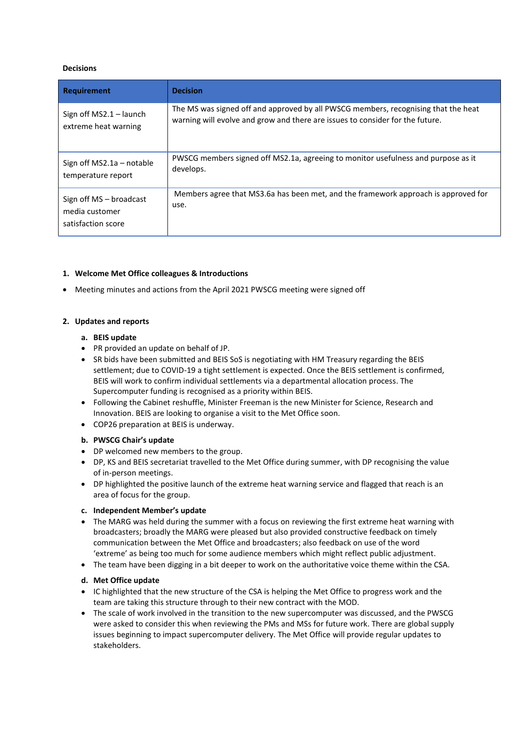**Decisions**

| Requirement | Decision |
| --- | --- |
| Sign off MS2.1 – launch extreme heat warning | The MS was signed off and approved by all PWSCG members, recognising that the heat warning will evolve and grow and there are issues to consider for the future. |
| Sign off MS2.1a – notable temperature report | PWSCG members signed off MS2.1a, agreeing to monitor usefulness and purpose as it develops. |
| Sign off MS – broadcast media customer satisfaction score | Members agree that MS3.6a has been met, and the framework approach is approved for use. |

**1. Welcome Met Office colleagues & Introductions**

- Meeting minutes and actions from the April 2021 PWSCG meeting were signed off

**2. Updates and reports**

**a. BEIS update**

- PR provided an update on behalf of JP.
- SR bids have been submitted and BEIS SoS is negotiating with HM Treasury regarding the BEIS settlement; due to COVID-19 a tight settlement is expected. Once the BEIS settlement is confirmed, BEIS will work to confirm individual settlements via a departmental allocation process. The Supercomputer funding is recognised as a priority within BEIS.
- Following the Cabinet reshuffle, Minister Freeman is the new Minister for Science, Research and Innovation. BEIS are looking to organise a visit to the Met Office soon.
- COP26 preparation at BEIS is underway.

**b. PWSCG Chair's update**

- DP welcomed new members to the group.
- DP, KS and BEIS secretariat travelled to the Met Office during summer, with DP recognising the value of in-person meetings.
- DP highlighted the positive launch of the extreme heat warning service and flagged that reach is an area of focus for the group.

**c. Independent Member's update**

- The MARG was held during the summer with a focus on reviewing the first extreme heat warning with broadcasters; broadly the MARG were pleased but also provided constructive feedback on timely communication between the Met Office and broadcasters; also feedback on use of the word 'extreme' as being too much for some audience members which might reflect public adjustment.
- The team have been digging in a bit deeper to work on the authoritative voice theme within the CSA.

**d. Met Office update**

- IC highlighted that the new structure of the CSA is helping the Met Office to progress work and the team are taking this structure through to their new contract with the MOD.
- The scale of work involved in the transition to the new supercomputer was discussed, and the PWSCG were asked to consider this when reviewing the PMs and MSs for future work. There are global supply issues beginning to impact supercomputer delivery. The Met Office will provide regular updates to stakeholders.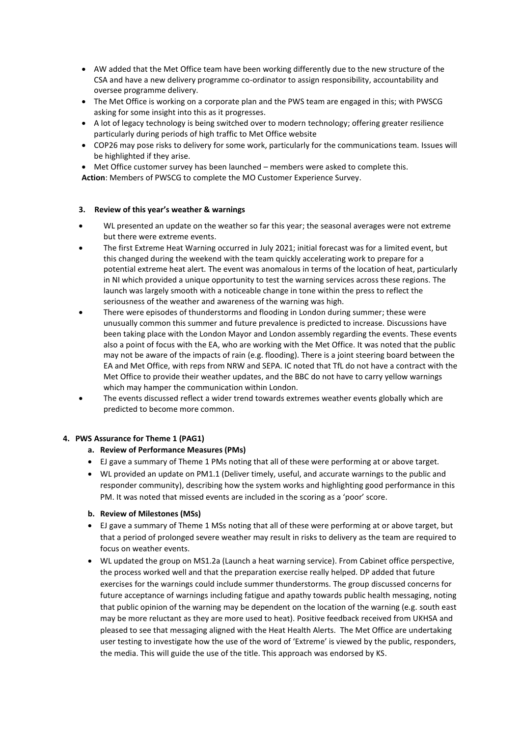- AW added that the Met Office team have been working differently due to the new structure of the CSA and have a new delivery programme co-ordinator to assign responsibility, accountability and oversee programme delivery.
- The Met Office is working on a corporate plan and the PWS team are engaged in this; with PWSCG asking for some insight into this as it progresses.
- A lot of legacy technology is being switched over to modern technology; offering greater resilience particularly during periods of high traffic to Met Office website
- COP26 may pose risks to delivery for some work, particularly for the communications team. Issues will be highlighted if they arise.
- Met Office customer survey has been launched – members were asked to complete this.

**Action**: Members of PWSCG to complete the MO Customer Experience Survey.

### 3. Review of this year's weather & warnings

- WL presented an update on the weather so far this year; the seasonal averages were not extreme but there were extreme events.
- The first Extreme Heat Warning occurred in July 2021; initial forecast was for a limited event, but this changed during the weekend with the team quickly accelerating work to prepare for a potential extreme heat alert. The event was anomalous in terms of the location of heat, particularly in NI which provided a unique opportunity to test the warning services across these regions. The launch was largely smooth with a noticeable change in tone within the press to reflect the seriousness of the weather and awareness of the warning was high.
- There were episodes of thunderstorms and flooding in London during summer; these were unusually common this summer and future prevalence is predicted to increase. Discussions have been taking place with the London Mayor and London assembly regarding the events. These events also a point of focus with the EA, who are working with the Met Office. It was noted that the public may not be aware of the impacts of rain (e.g. flooding). There is a joint steering board between the EA and Met Office, with reps from NRW and SEPA. IC noted that TfL do not have a contract with the Met Office to provide their weather updates, and the BBC do not have to carry yellow warnings which may hamper the communication within London.
- The events discussed reflect a wider trend towards extremes weather events globally which are predicted to become more common.

### 4. PWS Assurance for Theme 1 (PAG1)

#### a. Review of Performance Measures (PMs)

- EJ gave a summary of Theme 1 PMs noting that all of these were performing at or above target.
- WL provided an update on PM1.1 (Deliver timely, useful, and accurate warnings to the public and responder community), describing how the system works and highlighting good performance in this PM. It was noted that missed events are included in the scoring as a 'poor' score.

#### b. Review of Milestones (MSs)

- EJ gave a summary of Theme 1 MSs noting that all of these were performing at or above target, but that a period of prolonged severe weather may result in risks to delivery as the team are required to focus on weather events.
- WL updated the group on MS1.2a (Launch a heat warning service). From Cabinet office perspective, the process worked well and that the preparation exercise really helped. DP added that future exercises for the warnings could include summer thunderstorms. The group discussed concerns for future acceptance of warnings including fatigue and apathy towards public health messaging, noting that public opinion of the warning may be dependent on the location of the warning (e.g. south east may be more reluctant as they are more used to heat). Positive feedback received from UKHSA and pleased to see that messaging aligned with the Heat Health Alerts. The Met Office are undertaking user testing to investigate how the use of the word of 'Extreme' is viewed by the public, responders, the media. This will guide the use of the title. This approach was endorsed by KS.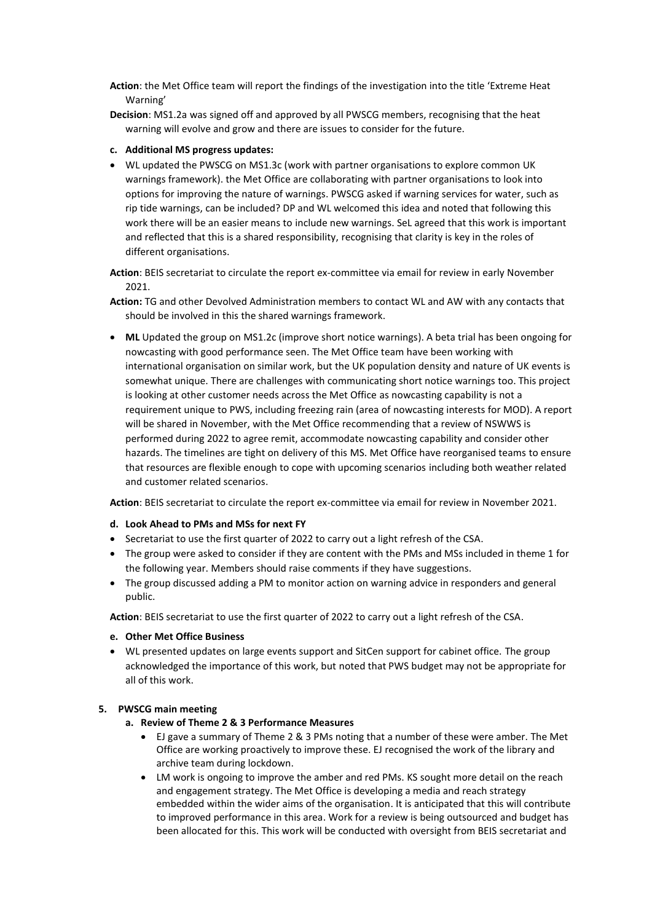**Action**: the Met Office team will report the findings of the investigation into the title 'Extreme Heat Warning'

**Decision**: MS1.2a was signed off and approved by all PWSCG members, recognising that the heat warning will evolve and grow and there are issues to consider for the future.

**c. Additional MS progress updates:**

- WL updated the PWSCG on MS1.3c (work with partner organisations to explore common UK warnings framework). the Met Office are collaborating with partner organisations to look into options for improving the nature of warnings. PWSCG asked if warning services for water, such as rip tide warnings, can be included? DP and WL welcomed this idea and noted that following this work there will be an easier means to include new warnings. SeL agreed that this work is important and reflected that this is a shared responsibility, recognising that clarity is key in the roles of different organisations.

**Action**: BEIS secretariat to circulate the report ex-committee via email for review in early November 2021.

**Action:** TG and other Devolved Administration members to contact WL and AW with any contacts that should be involved in this the shared warnings framework.

- **ML** Updated the group on MS1.2c (improve short notice warnings). A beta trial has been ongoing for nowcasting with good performance seen. The Met Office team have been working with international organisation on similar work, but the UK population density and nature of UK events is somewhat unique. There are challenges with communicating short notice warnings too. This project is looking at other customer needs across the Met Office as nowcasting capability is not a requirement unique to PWS, including freezing rain (area of nowcasting interests for MOD). A report will be shared in November, with the Met Office recommending that a review of NSWWS is performed during 2022 to agree remit, accommodate nowcasting capability and consider other hazards. The timelines are tight on delivery of this MS. Met Office have reorganised teams to ensure that resources are flexible enough to cope with upcoming scenarios including both weather related and customer related scenarios.

**Action**: BEIS secretariat to circulate the report ex-committee via email for review in November 2021.

**d. Look Ahead to PMs and MSs for next FY**

- Secretariat to use the first quarter of 2022 to carry out a light refresh of the CSA.
- The group were asked to consider if they are content with the PMs and MSs included in theme 1 for the following year. Members should raise comments if they have suggestions.
- The group discussed adding a PM to monitor action on warning advice in responders and general public.

**Action**: BEIS secretariat to use the first quarter of 2022 to carry out a light refresh of the CSA.

**e. Other Met Office Business**

- WL presented updates on large events support and SitCen support for cabinet office. The group acknowledged the importance of this work, but noted that PWS budget may not be appropriate for all of this work.

**5. PWSCG main meeting**

**a. Review of Theme 2 & 3 Performance Measures**

- EJ gave a summary of Theme 2 & 3 PMs noting that a number of these were amber. The Met Office are working proactively to improve these. EJ recognised the work of the library and archive team during lockdown.
- LM work is ongoing to improve the amber and red PMs. KS sought more detail on the reach and engagement strategy. The Met Office is developing a media and reach strategy embedded within the wider aims of the organisation. It is anticipated that this will contribute to improved performance in this area. Work for a review is being outsourced and budget has been allocated for this. This work will be conducted with oversight from BEIS secretariat and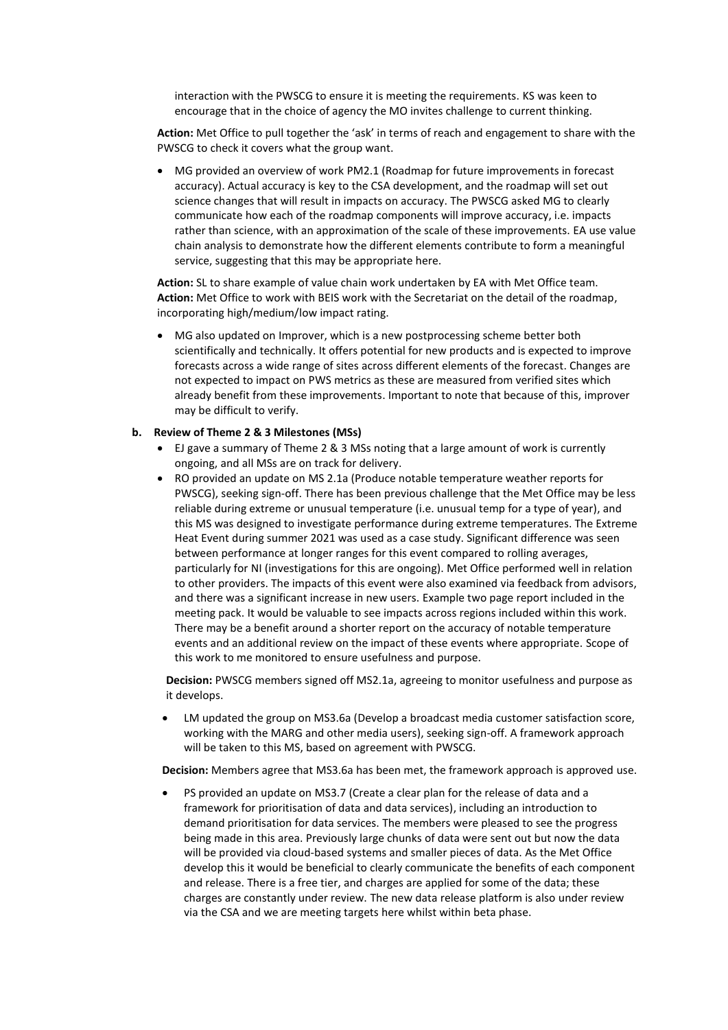interaction with the PWSCG to ensure it is meeting the requirements. KS was keen to encourage that in the choice of agency the MO invites challenge to current thinking.

**Action:** Met Office to pull together the 'ask' in terms of reach and engagement to share with the PWSCG to check it covers what the group want.

- MG provided an overview of work PM2.1 (Roadmap for future improvements in forecast accuracy). Actual accuracy is key to the CSA development, and the roadmap will set out science changes that will result in impacts on accuracy. The PWSCG asked MG to clearly communicate how each of the roadmap components will improve accuracy, i.e. impacts rather than science, with an approximation of the scale of these improvements. EA use value chain analysis to demonstrate how the different elements contribute to form a meaningful service, suggesting that this may be appropriate here.

**Action:** SL to share example of value chain work undertaken by EA with Met Office team.
**Action:** Met Office to work with BEIS work with the Secretariat on the detail of the roadmap, incorporating high/medium/low impact rating.

- MG also updated on Improver, which is a new postprocessing scheme better both scientifically and technically. It offers potential for new products and is expected to improve forecasts across a wide range of sites across different elements of the forecast. Changes are not expected to impact on PWS metrics as these are measured from verified sites which already benefit from these improvements. Important to note that because of this, improver may be difficult to verify.

**b. Review of Theme 2 & 3 Milestones (MSs)**

- EJ gave a summary of Theme 2 & 3 MSs noting that a large amount of work is currently ongoing, and all MSs are on track for delivery.
- RO provided an update on MS 2.1a (Produce notable temperature weather reports for PWSCG), seeking sign-off. There has been previous challenge that the Met Office may be less reliable during extreme or unusual temperature (i.e. unusual temp for a type of year), and this MS was designed to investigate performance during extreme temperatures. The Extreme Heat Event during summer 2021 was used as a case study. Significant difference was seen between performance at longer ranges for this event compared to rolling averages, particularly for NI (investigations for this are ongoing). Met Office performed well in relation to other providers. The impacts of this event were also examined via feedback from advisors, and there was a significant increase in new users. Example two page report included in the meeting pack. It would be valuable to see impacts across regions included within this work. There may be a benefit around a shorter report on the accuracy of notable temperature events and an additional review on the impact of these events where appropriate. Scope of this work to me monitored to ensure usefulness and purpose.

**Decision:** PWSCG members signed off MS2.1a, agreeing to monitor usefulness and purpose as it develops.

- LM updated the group on MS3.6a (Develop a broadcast media customer satisfaction score, working with the MARG and other media users), seeking sign-off. A framework approach will be taken to this MS, based on agreement with PWSCG.

**Decision:** Members agree that MS3.6a has been met, the framework approach is approved use.

- PS provided an update on MS3.7 (Create a clear plan for the release of data and a framework for prioritisation of data and data services), including an introduction to demand prioritisation for data services. The members were pleased to see the progress being made in this area. Previously large chunks of data were sent out but now the data will be provided via cloud-based systems and smaller pieces of data. As the Met Office develop this it would be beneficial to clearly communicate the benefits of each component and release. There is a free tier, and charges are applied for some of the data; these charges are constantly under review. The new data release platform is also under review via the CSA and we are meeting targets here whilst within beta phase.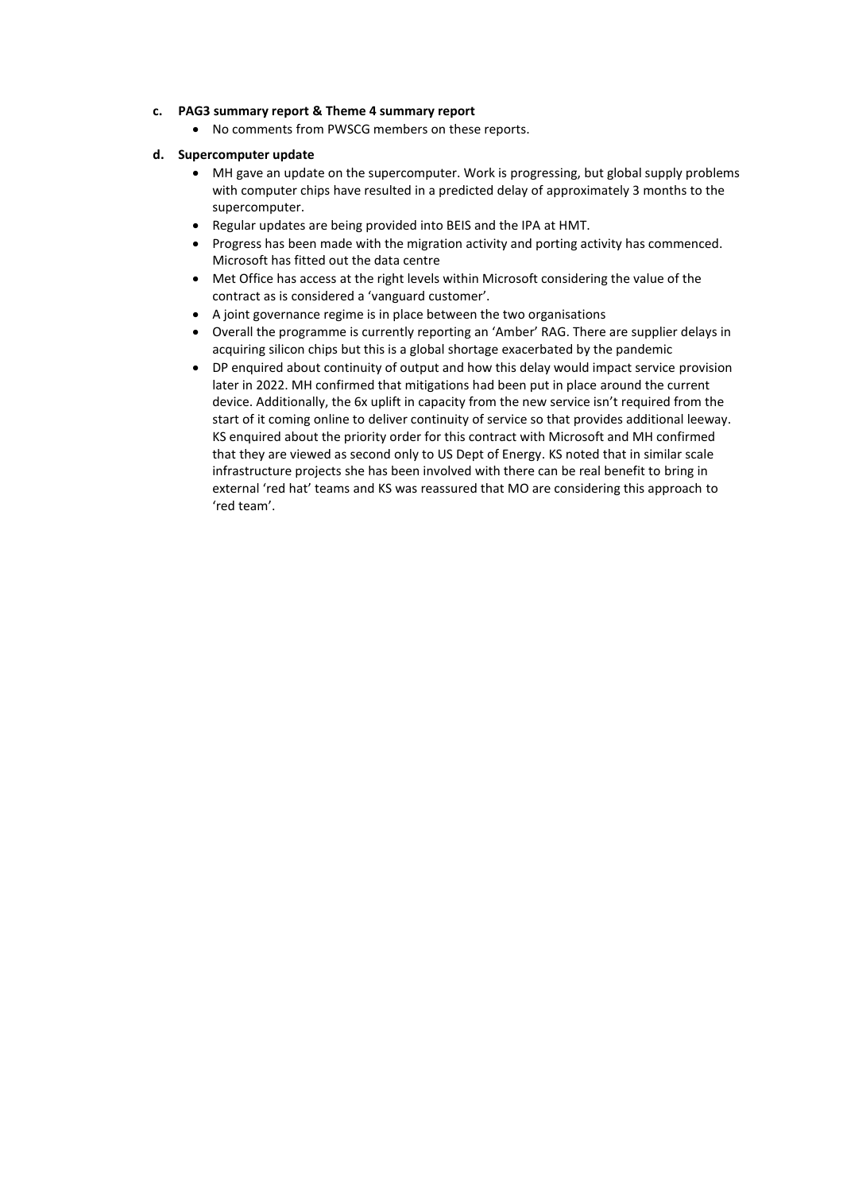**c. PAG3 summary report & Theme 4 summary report**

- No comments from PWSCG members on these reports.

**d. Supercomputer update**

- MH gave an update on the supercomputer. Work is progressing, but global supply problems with computer chips have resulted in a predicted delay of approximately 3 months to the supercomputer.
- Regular updates are being provided into BEIS and the IPA at HMT.
- Progress has been made with the migration activity and porting activity has commenced. Microsoft has fitted out the data centre
- Met Office has access at the right levels within Microsoft considering the value of the contract as is considered a 'vanguard customer'.
- A joint governance regime is in place between the two organisations
- Overall the programme is currently reporting an 'Amber' RAG. There are supplier delays in acquiring silicon chips but this is a global shortage exacerbated by the pandemic
- DP enquired about continuity of output and how this delay would impact service provision later in 2022. MH confirmed that mitigations had been put in place around the current device. Additionally, the 6x uplift in capacity from the new service isn't required from the start of it coming online to deliver continuity of service so that provides additional leeway. KS enquired about the priority order for this contract with Microsoft and MH confirmed that they are viewed as second only to US Dept of Energy. KS noted that in similar scale infrastructure projects she has been involved with there can be real benefit to bring in external 'red hat' teams and KS was reassured that MO are considering this approach to 'red team'.